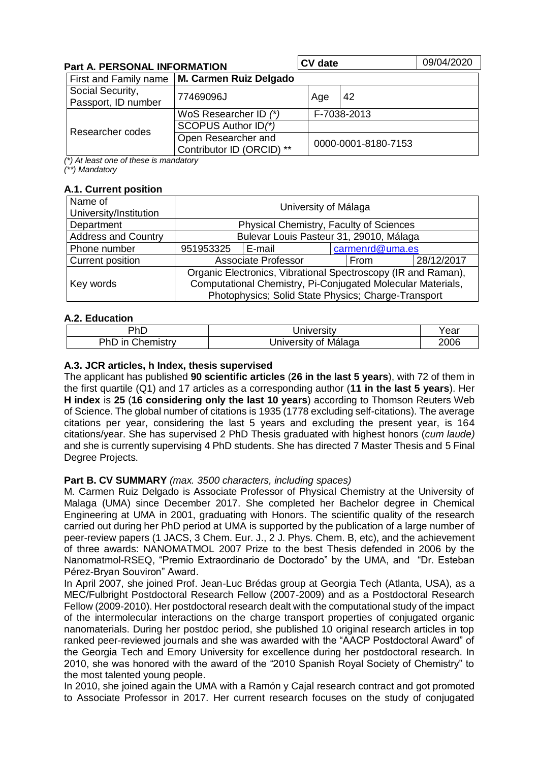## Part A. PERSONAL INFORMATION

| | | CV date | | 09/04/2020 |
|---|---|---|---|---|

| First and Family name | M. Carmen Ruiz Delgado | | |
|---|---|---|---|
| Social Security, Passport, ID number | 77469096J | Age | 42 |
| Researcher codes | WoS Researcher ID *(\*)* | F-7038-2013 | |
| | SCOPUS Author ID*(\*)* | | |
| | Open Researcher and Contributor ID (ORCID) \*\* | 0000-0001-8180-7153 | |

*(\*) At least one of these is mandatory*
*(\*\*) Mandatory*

### A.1. Current position

| Name of University/Institution | University of Málaga | | | |
|---|---|---|---|---|
| Department | Physical Chemistry, Faculty of Sciences | | | |
| Address and Country | Bulevar Louis Pasteur 31, 29010, Málaga | | | |
| Phone number | 951953325 | E-mail | carmenrd@uma.es | |
| Current position | Associate Professor | | From | 28/12/2017 |
| Key words | Organic Electronics, Vibrational Spectroscopy (IR and Raman), Computational Chemistry, Pi-Conjugated Molecular Materials, Photophysics; Solid State Physics; Charge-Transport | | | |

### A.2. Education

| PhD | University | Year |
|---|---|---|
| PhD in Chemistry | University of Málaga | 2006 |

### A.3. JCR articles, h Index, thesis supervised

The applicant has published **90 scientific articles** (**26 in the last 5 years**), with 72 of them in the first quartile (Q1) and 17 articles as a corresponding author (**11 in the last 5 years**). Her **H index** is **25** (**16 considering only the last 10 years**) according to Thomson Reuters Web of Science. The global number of citations is 1935 (1778 excluding self-citations). The average citations per year, considering the last 5 years and excluding the present year, is 164 citations/year. She has supervised 2 PhD Thesis graduated with highest honors (*cum laude)* and she is currently supervising 4 PhD students. She has directed 7 Master Thesis and 5 Final Degree Projects.

## Part B. CV SUMMARY *(max. 3500 characters, including spaces)*

M. Carmen Ruiz Delgado is Associate Professor of Physical Chemistry at the University of Malaga (UMA) since December 2017. She completed her Bachelor degree in Chemical Engineering at UMA in 2001, graduating with Honors. The scientific quality of the research carried out during her PhD period at UMA is supported by the publication of a large number of peer-review papers (1 JACS, 3 Chem. Eur. J., 2 J. Phys. Chem. B, etc), and the achievement of three awards: NANOMATMOL 2007 Prize to the best Thesis defended in 2006 by the Nanomatmol-RSEQ, "Premio Extraordinario de Doctorado" by the UMA, and "Dr. Esteban Pérez-Bryan Souviron" Award.

In April 2007, she joined Prof. Jean-Luc Brédas group at Georgia Tech (Atlanta, USA), as a MEC/Fulbright Postdoctoral Research Fellow (2007-2009) and as a Postdoctoral Research Fellow (2009-2010). Her postdoctoral research dealt with the computational study of the impact of the intermolecular interactions on the charge transport properties of conjugated organic nanomaterials. During her postdoc period, she published 10 original research articles in top ranked peer-reviewed journals and she was awarded with the "AACP Postdoctoral Award" of the Georgia Tech and Emory University for excellence during her postdoctoral research. In 2010, she was honored with the award of the "2010 Spanish Royal Society of Chemistry" to the most talented young people.

In 2010, she joined again the UMA with a Ramón y Cajal research contract and got promoted to Associate Professor in 2017. Her current research focuses on the study of conjugated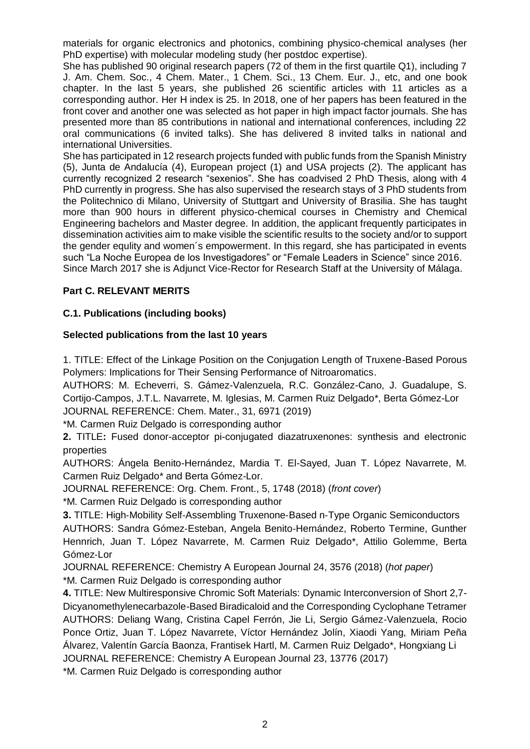materials for organic electronics and photonics, combining physico-chemical analyses (her PhD expertise) with molecular modeling study (her postdoc expertise).

She has published 90 original research papers (72 of them in the first quartile Q1), including 7 J. Am. Chem. Soc., 4 Chem. Mater., 1 Chem. Sci., 13 Chem. Eur. J., etc, and one book chapter. In the last 5 years, she published 26 scientific articles with 11 articles as a corresponding author. Her H index is 25. In 2018, one of her papers has been featured in the front cover and another one was selected as hot paper in high impact factor journals. She has presented more than 85 contributions in national and international conferences, including 22 oral communications (6 invited talks). She has delivered 8 invited talks in national and international Universities.

She has participated in 12 research projects funded with public funds from the Spanish Ministry (5), Junta de Andalucía (4), European project (1) and USA projects (2). The applicant has currently recognized 2 research "sexenios". She has coadvised 2 PhD Thesis, along with 4 PhD currently in progress. She has also supervised the research stays of 3 PhD students from the Politechnico di Milano, University of Stuttgart and University of Brasilia. She has taught more than 900 hours in different physico-chemical courses in Chemistry and Chemical Engineering bachelors and Master degree. In addition, the applicant frequently participates in dissemination activities aim to make visible the scientific results to the society and/or to support the gender equlity and women´s empowerment. In this regard, she has participated in events such "La Noche Europea de los Investigadores" or "Female Leaders in Science" since 2016.

Since March 2017 she is Adjunct Vice-Rector for Research Staff at the University of Málaga.

## Part C. RELEVANT MERITS

### C.1. Publications (including books)

**Selected publications from the last 10 years**

1. TITLE: Effect of the Linkage Position on the Conjugation Length of Truxene-Based Porous Polymers: Implications for Their Sensing Performance of Nitroaromatics.
AUTHORS: M. Echeverri, S. Gámez-Valenzuela, R.C. González-Cano, J. Guadalupe, S. Cortijo-Campos, J.T.L. Navarrete, M. Iglesias, M. Carmen Ruiz Delgado*, Berta Gómez-Lor
JOURNAL REFERENCE: Chem. Mater., 31, 6971 (2019)
*M. Carmen Ruiz Delgado is corresponding author

**2.** TITLE**:** Fused donor-acceptor pi-conjugated diazatruxenones: synthesis and electronic properties
AUTHORS: Ángela Benito-Hernández, Mardia T. El-Sayed, Juan T. López Navarrete, M. Carmen Ruiz Delgado* and Berta Gómez-Lor.
JOURNAL REFERENCE: Org. Chem. Front., 5, 1748 (2018) (*front cover*)
*M. Carmen Ruiz Delgado is corresponding author

**3.** TITLE: High-Mobility Self-Assembling Truxenone-Based n-Type Organic Semiconductors
AUTHORS: Sandra Gómez-Esteban, Angela Benito-Hernández, Roberto Termine, Gunther Hennrich, Juan T. López Navarrete, M. Carmen Ruiz Delgado*, Attilio Golemme, Berta Gómez-Lor
JOURNAL REFERENCE: Chemistry A European Journal 24, 3576 (2018) (*hot paper*)
*M. Carmen Ruiz Delgado is corresponding author

**4.** TITLE: New Multiresponsive Chromic Soft Materials: Dynamic Interconversion of Short 2,7-Dicyanomethylenecarbazole-Based Biradicaloid and the Corresponding Cyclophane Tetramer
AUTHORS: Deliang Wang, Cristina Capel Ferrón, Jie Li, Sergio Gámez-Valenzuela, Rocio Ponce Ortiz, Juan T. López Navarrete, Víctor Hernández Jolín, Xiaodi Yang, Miriam Peña Álvarez, Valentín García Baonza, Frantisek Hartl, M. Carmen Ruiz Delgado*, Hongxiang Li
JOURNAL REFERENCE: Chemistry A European Journal 23, 13776 (2017)
*M. Carmen Ruiz Delgado is corresponding author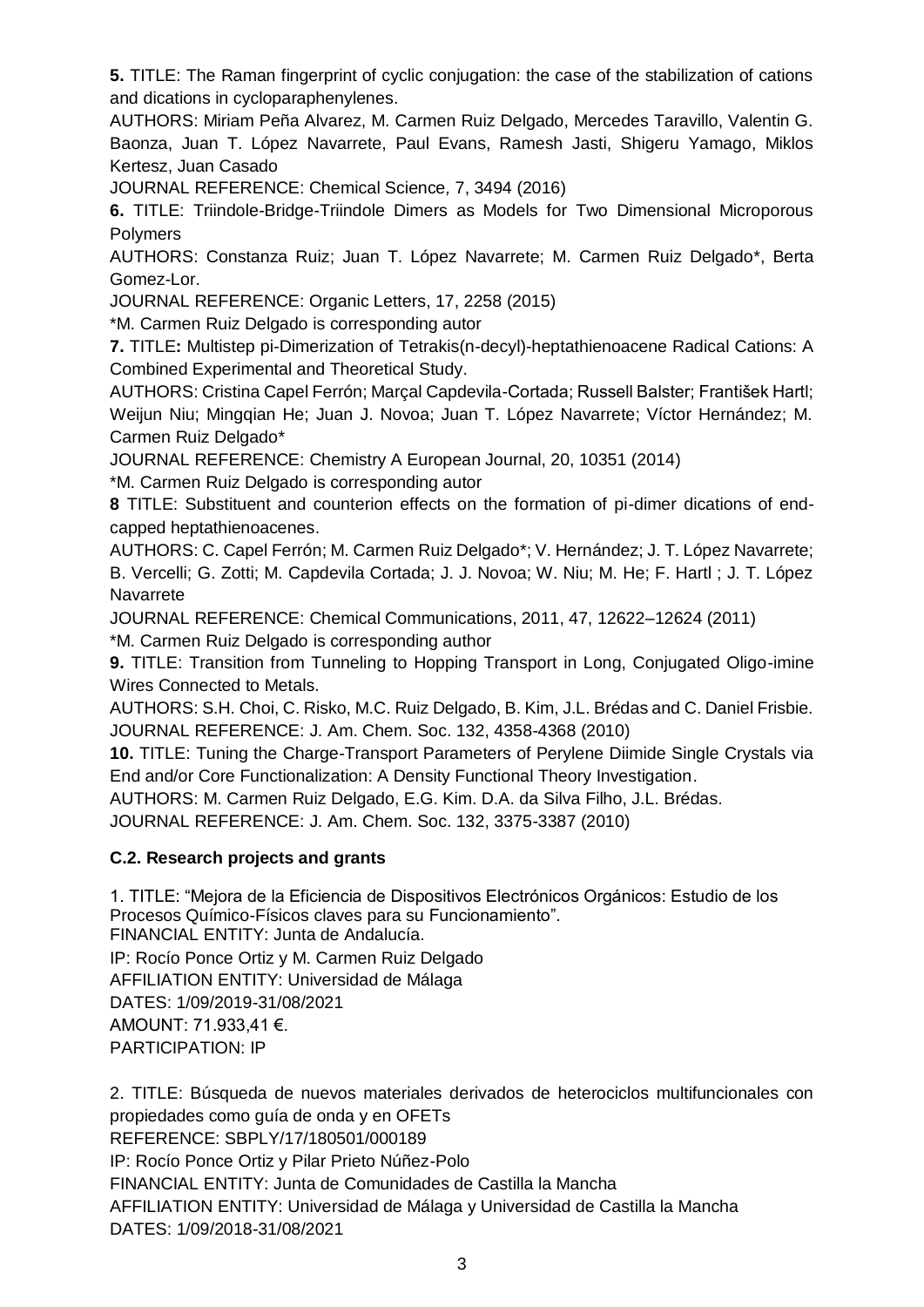**5.** TITLE: The Raman fingerprint of cyclic conjugation: the case of the stabilization of cations and dications in cycloparaphenylenes.

AUTHORS: Miriam Peña Alvarez, M. Carmen Ruiz Delgado, Mercedes Taravillo, Valentin G. Baonza, Juan T. López Navarrete, Paul Evans, Ramesh Jasti, Shigeru Yamago, Miklos Kertesz, Juan Casado

JOURNAL REFERENCE: Chemical Science, 7, 3494 (2016)

**6.** TITLE: Triindole-Bridge-Triindole Dimers as Models for Two Dimensional Microporous Polymers

AUTHORS: Constanza Ruiz; Juan T. López Navarrete; M. Carmen Ruiz Delgado*, Berta Gomez-Lor.

JOURNAL REFERENCE: Organic Letters, 17, 2258 (2015)

*M. Carmen Ruiz Delgado is corresponding autor

**7.** TITLE**:** Multistep pi-Dimerization of Tetrakis(n-decyl)-heptathienoacene Radical Cations: A Combined Experimental and Theoretical Study.

AUTHORS: Cristina Capel Ferrón; Marçal Capdevila-Cortada; Russell Balster; František Hartl; Weijun Niu; Mingqian He; Juan J. Novoa; Juan T. López Navarrete; Víctor Hernández; M. Carmen Ruiz Delgado*

JOURNAL REFERENCE: Chemistry A European Journal, 20, 10351 (2014)

*M. Carmen Ruiz Delgado is corresponding autor

**8** TITLE: Substituent and counterion effects on the formation of pi-dimer dications of end-capped heptathienoacenes.

AUTHORS: C. Capel Ferrón; M. Carmen Ruiz Delgado*; V. Hernández; J. T. López Navarrete; B. Vercelli; G. Zotti; M. Capdevila Cortada; J. J. Novoa; W. Niu; M. He; F. Hartl ; J. T. López Navarrete

JOURNAL REFERENCE: Chemical Communications, 2011, 47, 12622–12624 (2011)

*M. Carmen Ruiz Delgado is corresponding author

**9.** TITLE: Transition from Tunneling to Hopping Transport in Long, Conjugated Oligo-imine Wires Connected to Metals.

AUTHORS: S.H. Choi, C. Risko, M.C. Ruiz Delgado, B. Kim, J.L. Brédas and C. Daniel Frisbie.

JOURNAL REFERENCE: J. Am. Chem. Soc. 132, 4358-4368 (2010)

**10.** TITLE: Tuning the Charge-Transport Parameters of Perylene Diimide Single Crystals via End and/or Core Functionalization: A Density Functional Theory Investigation.

AUTHORS: M. Carmen Ruiz Delgado, E.G. Kim. D.A. da Silva Filho, J.L. Brédas.

JOURNAL REFERENCE: J. Am. Chem. Soc. 132, 3375-3387 (2010)

### C.2. Research projects and grants

1. TITLE: "Mejora de la Eficiencia de Dispositivos Electrónicos Orgánicos: Estudio de los Procesos Químico-Físicos claves para su Funcionamiento".
FINANCIAL ENTITY: Junta de Andalucía.
IP: Rocío Ponce Ortiz y M. Carmen Ruiz Delgado
AFFILIATION ENTITY: Universidad de Málaga
DATES: 1/09/2019-31/08/2021
AMOUNT: 71.933,41 €.
PARTICIPATION: IP

2. TITLE: Búsqueda de nuevos materiales derivados de heterociclos multifuncionales con propiedades como guía de onda y en OFETs
REFERENCE: SBPLY/17/180501/000189
IP: Rocío Ponce Ortiz y Pilar Prieto Núñez-Polo
FINANCIAL ENTITY: Junta de Comunidades de Castilla la Mancha
AFFILIATION ENTITY: Universidad de Málaga y Universidad de Castilla la Mancha
DATES: 1/09/2018-31/08/2021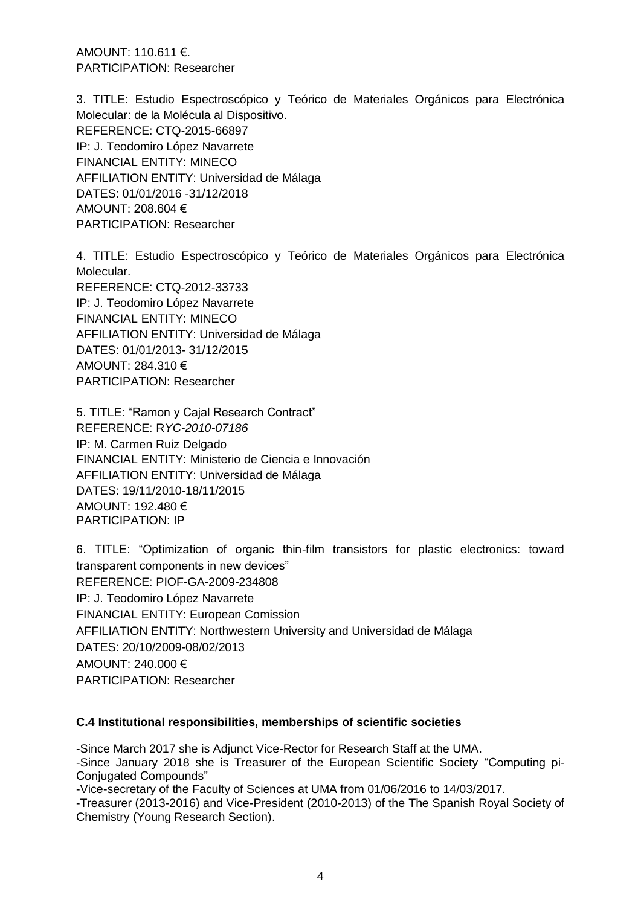AMOUNT: 110.611 €.
PARTICIPATION: Researcher

3. TITLE: Estudio Espectroscópico y Teórico de Materiales Orgánicos para Electrónica Molecular: de la Molécula al Dispositivo.
REFERENCE: CTQ-2015-66897
IP: J. Teodomiro López Navarrete
FINANCIAL ENTITY: MINECO
AFFILIATION ENTITY: Universidad de Málaga
DATES: 01/01/2016 -31/12/2018
AMOUNT: 208.604 €
PARTICIPATION: Researcher

4. TITLE: Estudio Espectroscópico y Teórico de Materiales Orgánicos para Electrónica Molecular.
REFERENCE: CTQ-2012-33733
IP: J. Teodomiro López Navarrete
FINANCIAL ENTITY: MINECO
AFFILIATION ENTITY: Universidad de Málaga
DATES: 01/01/2013- 31/12/2015
AMOUNT: 284.310 €
PARTICIPATION: Researcher

5. TITLE: "Ramon y Cajal Research Contract"
REFERENCE: R*YC-2010-07186*
IP: M. Carmen Ruiz Delgado
FINANCIAL ENTITY: Ministerio de Ciencia e Innovación
AFFILIATION ENTITY: Universidad de Málaga
DATES: 19/11/2010-18/11/2015
AMOUNT: 192.480 €
PARTICIPATION: IP

6. TITLE: "Optimization of organic thin-film transistors for plastic electronics: toward transparent components in new devices"
REFERENCE: PIOF-GA-2009-234808
IP: J. Teodomiro López Navarrete
FINANCIAL ENTITY: European Comission
AFFILIATION ENTITY: Northwestern University and Universidad de Málaga
DATES: 20/10/2009-08/02/2013
AMOUNT: 240.000 €
PARTICIPATION: Researcher

**C.4 Institutional responsibilities, memberships of scientific societies**

-Since March 2017 she is Adjunct Vice-Rector for Research Staff at the UMA.
-Since January 2018 she is Treasurer of the European Scientific Society "Computing pi-Conjugated Compounds"
-Vice-secretary of the Faculty of Sciences at UMA from 01/06/2016 to 14/03/2017.
-Treasurer (2013-2016) and Vice-President (2010-2013) of the The Spanish Royal Society of Chemistry (Young Research Section).